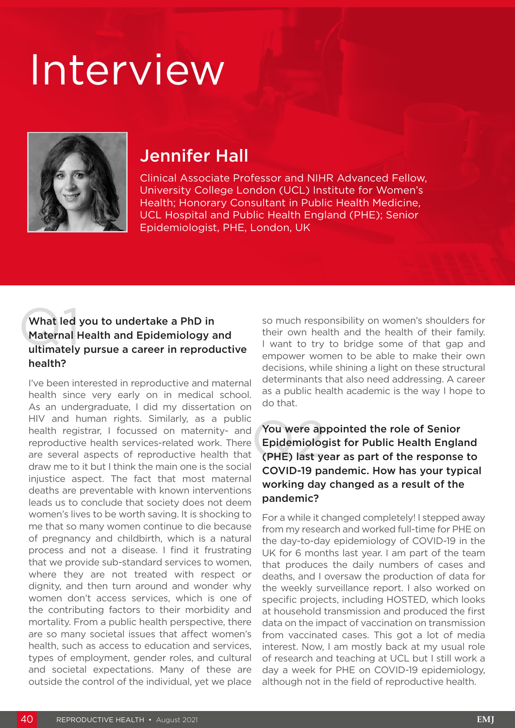# Interview

## Jennifer Hall

Clinical Associate Professor and NIHR Advanced Fellow, University College London (UCL) Institute for Women's Health; Honorary Consultant in Public Health Medicine, UCL Hospital and Public Health England (PHE); Senior Epidemiologist, PHE, London, UK

### Q1 What led you to undertake a PhD in Maternal Health and Epidemiology and ultimately pursue a career in reproductive health?

I've been interested in reproductive and maternal health since very early on in medical school. As an undergraduate, I did my dissertation on HIV and human rights. Similarly, as a public health registrar, I focussed on maternity- and reproductive health services-related work. There are several aspects of reproductive health that draw me to it but I think the main one is the social injustice aspect. The fact that most maternal deaths are preventable with known interventions leads us to conclude that society does not deem women's lives to be worth saving. It is shocking to me that so many women continue to die because of pregnancy and childbirth, which is a natural process and not a disease. I find it frustrating that we provide sub-standard services to women, where they are not treated with respect or dignity, and then turn around and wonder why women don't access services, which is one of the contributing factors to their morbidity and mortality. From a public health perspective, there are so many societal issues that affect women's health, such as access to education and services, types of employment, gender roles, and cultural and societal expectations. Many of these are outside the control of the individual, yet we place so much responsibility on women's shoulders for their own health and the health of their family. I want to try to bridge some of that gap and empower women to be able to make their own decisions, while shining a light on these structural determinants that also need addressing. A career as a public health academic is the way I hope to do that.

### Q2 You were appointed the role of Senior Epidemiologist for Public Health England (PHE) last year as part of the response to COVID-19 pandemic. How has your typical working day changed as a result of the pandemic?

For a while it changed completely! I stepped away from my research and worked full-time for PHE on the day-to-day epidemiology of COVID-19 in the UK for 6 months last year. I am part of the team that produces the daily numbers of cases and deaths, and I oversaw the production of data for the weekly surveillance report. I also worked on specific projects, including HOSTED, which looks at household transmission and produced the first data on the impact of vaccination on transmission from vaccinated cases. This got a lot of media interest. Now, I am mostly back at my usual role of research and teaching at UCL but I still work a day a week for PHE on COVID-19 epidemiology, although not in the field of reproductive health.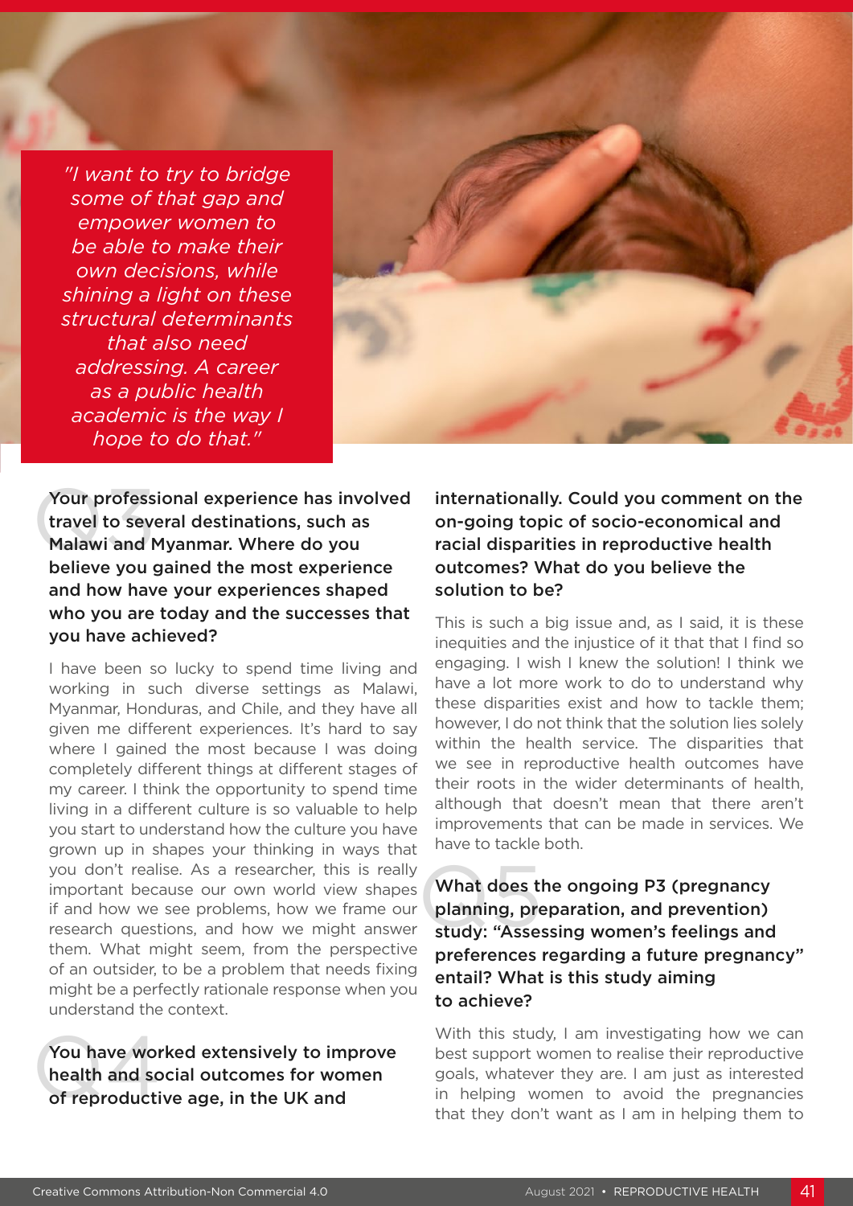> *"I want to try to bridge some of that gap and empower women to be able to make their own decisions, while shining a light on these structural determinants that also need addressing. A career as a public health academic is the way I hope to do that."*

### Q3 Your professional experience has involved travel to several destinations, such as Malawi and Myanmar. Where do you believe you gained the most experience and how have your experiences shaped who you are today and the successes that you have achieved?

I have been so lucky to spend time living and working in such diverse settings as Malawi, Myanmar, Honduras, and Chile, and they have all given me different experiences. It's hard to say where I gained the most because I was doing completely different things at different stages of my career. I think the opportunity to spend time living in a different culture is so valuable to help you start to understand how the culture you have grown up in shapes your thinking in ways that you don't realise. As a researcher, this is really important because our own world view shapes if and how we see problems, how we frame our research questions, and how we might answer them. What might seem, from the perspective of an outsider, to be a problem that needs fixing might be a perfectly rationale response when you understand the context.

### Q4 You have worked extensively to improve health and social outcomes for women of reproductive age, in the UK and internationally. Could you comment on the on-going topic of socio-economical and racial disparities in reproductive health outcomes? What do you believe the solution to be?

This is such a big issue and, as I said, it is these inequities and the injustice of it that that I find so engaging. I wish I knew the solution! I think we have a lot more work to do to understand why these disparities exist and how to tackle them; however, I do not think that the solution lies solely within the health service. The disparities that we see in reproductive health outcomes have their roots in the wider determinants of health, although that doesn't mean that there aren't improvements that can be made in services. We have to tackle both.

### Q5 What does the ongoing P3 (pregnancy planning, preparation, and prevention) study: "Assessing women's feelings and preferences regarding a future pregnancy" entail? What is this study aiming to achieve?

With this study, I am investigating how we can best support women to realise their reproductive goals, whatever they are. I am just as interested in helping women to avoid the pregnancies that they don't want as I am in helping them to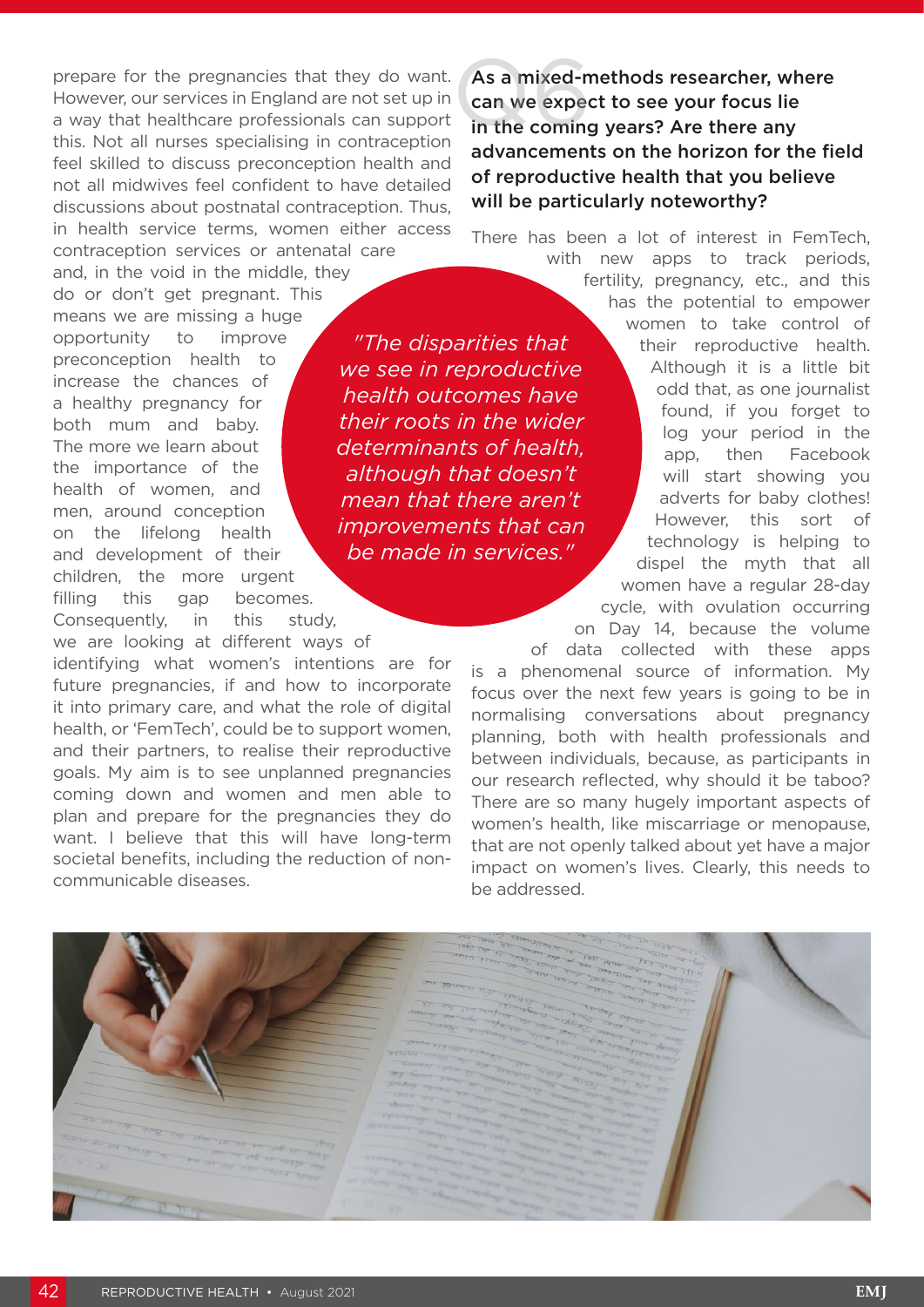prepare for the pregnancies that they do want. However, our services in England are not set up in a way that healthcare professionals can support this. Not all nurses specialising in contraception feel skilled to discuss preconception health and not all midwives feel confident to have detailed discussions about postnatal contraception. Thus, in health service terms, women either access contraception services or antenatal care and, in the void in the middle, they do or don't get pregnant. This means we are missing a huge opportunity to improve preconception health to increase the chances of a healthy pregnancy for both mum and baby. The more we learn about the importance of the health of women, and men, around conception on the lifelong health and development of their children, the more urgent filling this gap becomes. Consequently, in this study, we are looking at different ways of identifying what women's intentions are for future pregnancies, if and how to incorporate it into primary care, and what the role of digital health, or 'FemTech', could be to support women, and their partners, to realise their reproductive goals. My aim is to see unplanned pregnancies coming down and women and men able to plan and prepare for the pregnancies they do want. I believe that this will have long-term societal benefits, including the reduction of non-communicable diseases.

*"The disparities that we see in reproductive health outcomes have their roots in the wider determinants of health, although that doesn't mean that there aren't improvements that can be made in services."*

### Q6 As a mixed-methods researcher, where can we expect to see your focus lie in the coming years? Are there any advancements on the horizon for the field of reproductive health that you believe will be particularly noteworthy?

There has been a lot of interest in FemTech, with new apps to track periods, fertility, pregnancy, etc., and this has the potential to empower women to take control of their reproductive health. Although it is a little bit odd that, as one journalist found, if you forget to log your period in the app, then Facebook will start showing you adverts for baby clothes! However, this sort of technology is helping to dispel the myth that all women have a regular 28-day cycle, with ovulation occurring on Day 14, because the volume of data collected with these apps is a phenomenal source of information. My focus over the next few years is going to be in normalising conversations about pregnancy planning, both with health professionals and between individuals, because, as participants in our research reflected, why should it be taboo? There are so many hugely important aspects of women's health, like miscarriage or menopause, that are not openly talked about yet have a major impact on women's lives. Clearly, this needs to be addressed.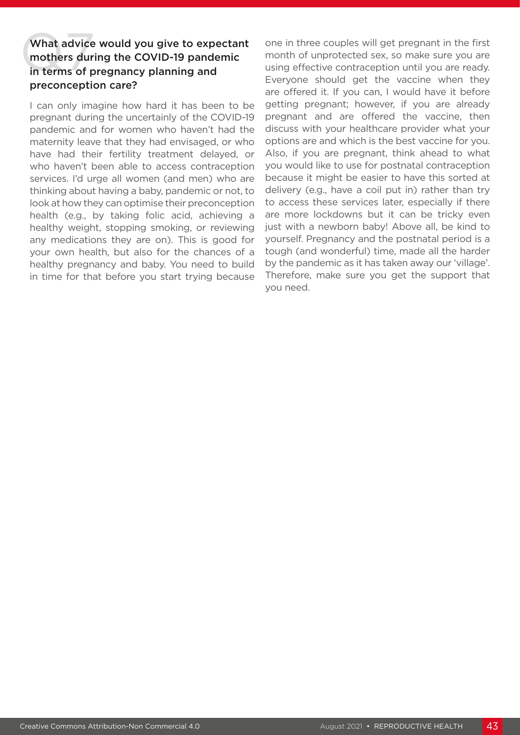### Q7 What advice would you give to expectant mothers during the COVID-19 pandemic in terms of pregnancy planning and preconception care?

I can only imagine how hard it has been to be pregnant during the uncertainly of the COVID-19 pandemic and for women who haven't had the maternity leave that they had envisaged, or who have had their fertility treatment delayed, or who haven't been able to access contraception services. I'd urge all women (and men) who are thinking about having a baby, pandemic or not, to look at how they can optimise their preconception health (e.g., by taking folic acid, achieving a healthy weight, stopping smoking, or reviewing any medications they are on). This is good for your own health, but also for the chances of a healthy pregnancy and baby. You need to build in time for that before you start trying because one in three couples will get pregnant in the first month of unprotected sex, so make sure you are using effective contraception until you are ready. Everyone should get the vaccine when they are offered it. If you can, I would have it before getting pregnant; however, if you are already pregnant and are offered the vaccine, then discuss with your healthcare provider what your options are and which is the best vaccine for you. Also, if you are pregnant, think ahead to what you would like to use for postnatal contraception because it might be easier to have this sorted at delivery (e.g., have a coil put in) rather than try to access these services later, especially if there are more lockdowns but it can be tricky even just with a newborn baby! Above all, be kind to yourself. Pregnancy and the postnatal period is a tough (and wonderful) time, made all the harder by the pandemic as it has taken away our 'village'. Therefore, make sure you get the support that you need.